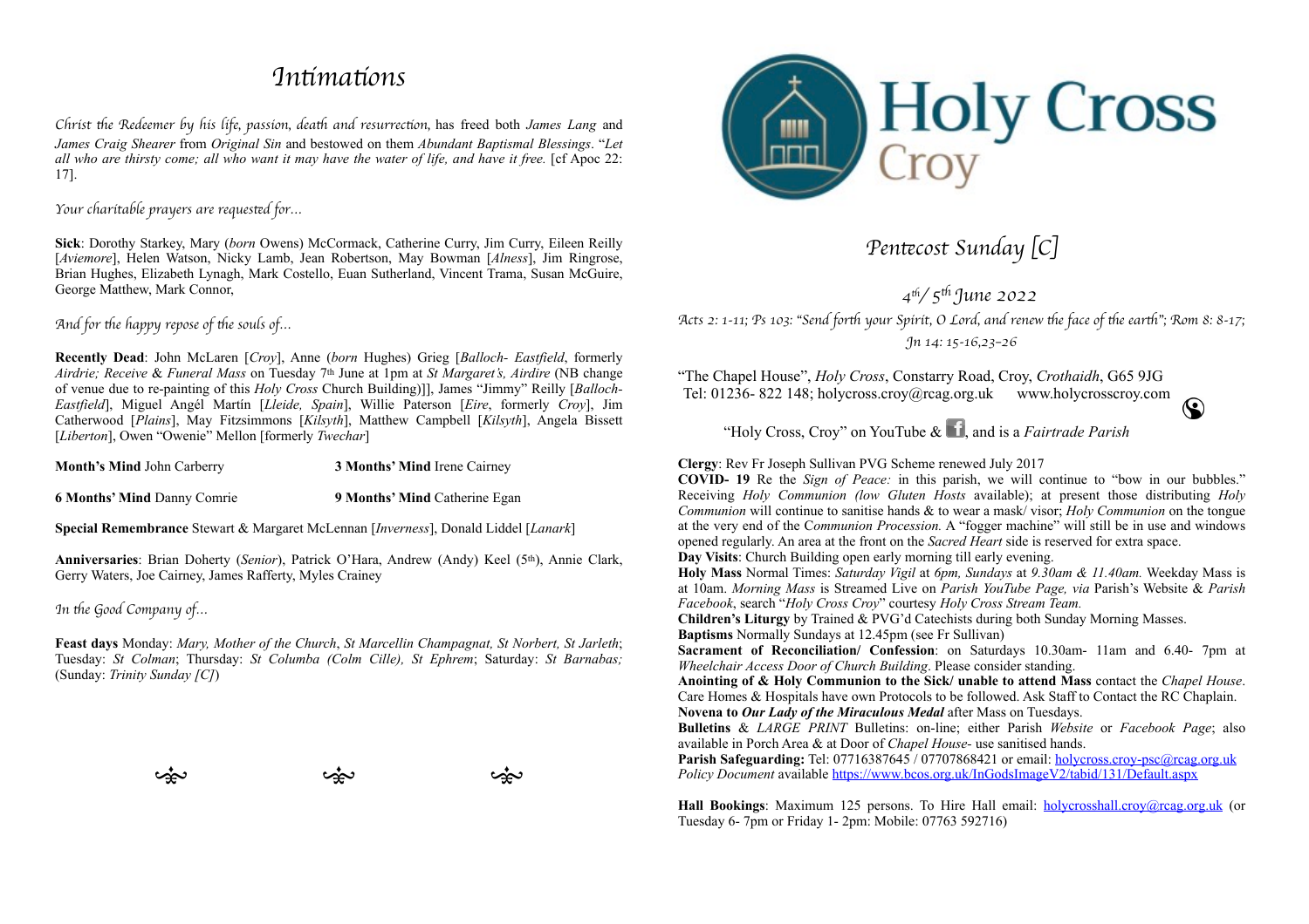# Intimations

*Christ the Redeemer by his life, passion, death and resurrection,* has freed both *James Lang* and *James Craig Shearer* from *Original Sin* and bestowed on them *Abundant Baptismal Blessings*. "*Let all who are thirsty come; all who want it may have the water of life, and have it free.* [cf Apoc 22: 17].

*Your charitable prayers are requested for…*

**Sick**: Dorothy Starkey, Mary (*born* Owens) McCormack, Catherine Curry, Jim Curry, Eileen Reilly [*Aviemore*], Helen Watson, Nicky Lamb, Jean Robertson, May Bowman [*Alness*], Jim Ringrose, Brian Hughes, Elizabeth Lynagh, Mark Costello, Euan Sutherland, Vincent Trama, Susan McGuire, George Matthew, Mark Connor,

*And for the happy repose of the souls of…*

**Recently Dead**: John McLaren [*Croy*], Anne (*born* Hughes) Grieg [*Balloch- Eastfield*, formerly *Airdrie; Receive* & *Funeral Mass* on Tuesday 7th June at 1pm at *St Margaret's, Airdrie* (NB change of venue due to re-painting of this *Holy Cross* Church Building)]], James "Jimmy" Reilly [*Balloch-Eastfield*], Miguel Angél Martín [*Lleide, Spain*], Willie Paterson [*Eire*, formerly *Croy*], Jim Catherwood [*Plains*], May Fitzsimmons [*Kilsyth*], Matthew Campbell [*Kilsyth*], Angela Bissett [*Liberton*], Owen "Owenie" Mellon [formerly *Twechar*]

**Month's Mind** John Carberry | **3 Months' Mind** Irene Cairney

**6 Months' Mind** Danny Comrie | **9 Months' Mind** Catherine Egan

**Special Remembrance** Stewart & Margaret McLennan [*Inverness*], Donald Liddel [*Lanark*]

**Anniversaries**: Brian Doherty (*Senior*), Patrick O'Hara, Andrew (Andy) Keel (5th), Annie Clark, Gerry Waters, Joe Cairney, James Rafferty, Myles Crainey

*In the Good Company of…*

**Feast days** Monday: *Mary, Mother of the Church*, *St Marcellin Champagnat, St Norbert, St Jarleth*; Tuesday: *St Colman*; Thursday: *St Columba (Colm Cille), St Ephrem*; Saturday: *St Barnabas;* (Sunday: *Trinity Sunday [C]*)

# Holy Cross Croy

## *Pentecost Sunday [C]*

*4th/ 5th June 2022*

*Acts 2: 1-11; Ps 103: "Send forth your Spirit, O Lord, and renew the face of the earth"; Rom 8: 8-17; Jn 14: 15-16,23–26*

"The Chapel House", *Holy Cross*, Constarry Road, Croy, *Crothaidh*, G65 9JG
Tel: 01236- 822 148; holycross.croy@rcag.org.uk www.holycrosscroy.com

"Holy Cross, Croy" on YouTube & Facebook, and is a *Fairtrade Parish*

**Clergy**: Rev Fr Joseph Sullivan PVG Scheme renewed July 2017
**COVID- 19** Re the *Sign of Peace:* in this parish, we will continue to "bow in our bubbles." Receiving *Holy Communion (low Gluten Hosts* available); at present those distributing *Holy Communion* will continue to sanitise hands & to wear a mask/ visor; *Holy Communion* on the tongue at the very end of the C*ommunion Procession.* A "fogger machine" will still be in use and windows opened regularly. An area at the front on the *Sacred Heart* side is reserved for extra space.
**Day Visits**: Church Building open early morning till early evening.
**Holy Mass** Normal Times: *Saturday Vigil* at *6pm, Sundays* at *9.30am & 11.40am.* Weekday Mass is at 10am. *Morning Mass* is Streamed Live on *Parish YouTube Page, via* Parish's Website & *Parish Facebook*, search "*Holy Cross Croy*" courtesy *Holy Cross Stream Team.*
**Children's Liturgy** by Trained & PVG'd Catechists during both Sunday Morning Masses.
**Baptisms** Normally Sundays at 12.45pm (see Fr Sullivan)
**Sacrament of Reconciliation/ Confession**: on Saturdays 10.30am- 11am and 6.40- 7pm at *Wheelchair Access Door of Church Building*. Please consider standing.
**Anointing of & Holy Communion to the Sick/ unable to attend Mass** contact the *Chapel House*. Care Homes & Hospitals have own Protocols to be followed. Ask Staff to Contact the RC Chaplain.
**Novena to *Our Lady of the Miraculous Medal*** after Mass on Tuesdays.
**Bulletins** & *LARGE PRINT* Bulletins: on-line; either Parish *Website* or *Facebook Page*; also available in Porch Area & at Door of *Chapel House*- use sanitised hands.
**Parish Safeguarding:** Tel: 07716387645 / 07707868421 or email: holycross.croy-psc@rcag.org.uk
*Policy Document* available https://www.bcos.org.uk/InGodsImageV2/tabid/131/Default.aspx

**Hall Bookings**: Maximum 125 persons. To Hire Hall email: holycrosshall.croy@rcag.org.uk (or Tuesday 6- 7pm or Friday 1- 2pm: Mobile: 07763 592716)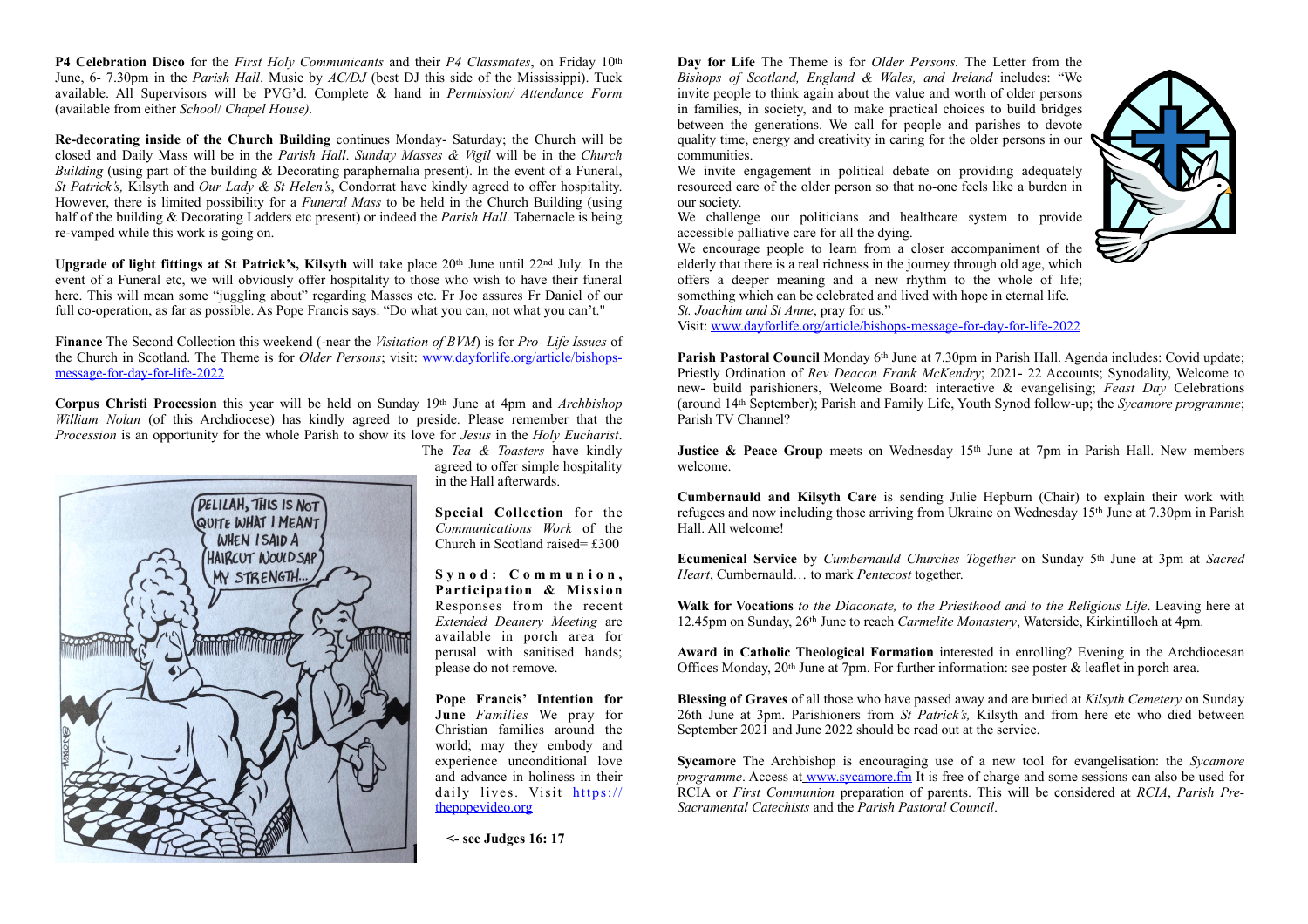**P4 Celebration Disco** for the *First Holy Communicants* and their *P4 Classmates*, on Friday 10th June, 6- 7.30pm in the *Parish Hall*. Music by *AC/DJ* (best DJ this side of the Mississippi). Tuck available. All Supervisors will be PVG'd. Complete & hand in *Permission/ Attendance Form* (available from either *School*/ *Chapel House).*

**Re-decorating inside of the Church Building** continues Monday- Saturday; the Church will be closed and Daily Mass will be in the *Parish Hall*. *Sunday Masses & Vigil* will be in the *Church Building* (using part of the building & Decorating paraphernalia present). In the event of a Funeral, *St Patrick's,* Kilsyth and *Our Lady & St Helen's*, Condorrat have kindly agreed to offer hospitality. However, there is limited possibility for a *Funeral Mass* to be held in the Church Building (using half of the building & Decorating Ladders etc present) or indeed the *Parish Hall*. Tabernacle is being re-vamped while this work is going on.

**Upgrade of light fittings at St Patrick's, Kilsyth** will take place 20th June until 22nd July. In the event of a Funeral etc, we will obviously offer hospitality to those who wish to have their funeral here. This will mean some "juggling about" regarding Masses etc. Fr Joe assures Fr Daniel of our full co-operation, as far as possible. As Pope Francis says: "Do what you can, not what you can't."

**Finance** The Second Collection this weekend (-near the *Visitation of BVM*) is for *Pro- Life Issues* of the Church in Scotland. The Theme is for *Older Persons*; visit: www.dayforlife.org/article/bishops-message-for-day-for-life-2022

**Corpus Christi Procession** this year will be held on Sunday 19th June at 4pm and *Archbishop William Nolan* (of this Archdiocese) has kindly agreed to preside. Please remember that the *Procession* is an opportunity for the whole Parish to show its love for *Jesus* in the *Holy Eucharist*. The *Tea & Toasters* have kindly agreed to offer simple hospitality in the Hall afterwards.

**Special Collection** for the *Communications Work* of the Church in Scotland raised= £300

**Synod: Communion, Participation & Mission** Responses from the recent *Extended Deanery Meeting* are available in porch area for perusal with sanitised hands; please do not remove.

**Pope Francis' Intention for June** *Families* We pray for Christian families around the world; may they embody and experience unconditional love and advance in holiness in their daily lives. Visit https://thepopevideo.org

**<- see Judges 16: 17**

**Day for Life** The Theme is for *Older Persons.* The Letter from the *Bishops of Scotland, England & Wales, and Ireland* includes: "We invite people to think again about the value and worth of older persons in families, in society, and to make practical choices to build bridges between the generations. We call for people and parishes to devote quality time, energy and creativity in caring for the older persons in our communities.

We invite engagement in political debate on providing adequately resourced care of the older person so that no-one feels like a burden in our society.

We challenge our politicians and healthcare system to provide accessible palliative care for all the dying.

We encourage people to learn from a closer accompaniment of the elderly that there is a real richness in the journey through old age, which offers a deeper meaning and a new rhythm to the whole of life; something which can be celebrated and lived with hope in eternal life.

*St. Joachim and St Anne*, pray for us."

Visit: www.dayforlife.org/article/bishops-message-for-day-for-life-2022

**Parish Pastoral Council** Monday 6th June at 7.30pm in Parish Hall. Agenda includes: Covid update; Priestly Ordination of *Rev Deacon Frank McKendry*; 2021- 22 Accounts; Synodality, Welcome to new- build parishioners, Welcome Board: interactive & evangelising; *Feast Day* Celebrations (around 14th September); Parish and Family Life, Youth Synod follow-up; the *Sycamore programme*; Parish TV Channel?

**Justice & Peace Group** meets on Wednesday 15th June at 7pm in Parish Hall. New members welcome.

**Cumbernauld and Kilsyth Care** is sending Julie Hepburn (Chair) to explain their work with refugees and now including those arriving from Ukraine on Wednesday 15th June at 7.30pm in Parish Hall. All welcome!

**Ecumenical Service** by *Cumbernauld Churches Together* on Sunday 5th June at 3pm at *Sacred Heart*, Cumbernauld… to mark *Pentecost* together.

**Walk for Vocations** *to the Diaconate, to the Priesthood and to the Religious Life*. Leaving here at 12.45pm on Sunday, 26th June to reach *Carmelite Monastery*, Waterside, Kirkintilloch at 4pm.

**Award in Catholic Theological Formation** interested in enrolling? Evening in the Archdiocesan Offices Monday, 20th June at 7pm. For further information: see poster & leaflet in porch area.

**Blessing of Graves** of all those who have passed away and are buried at *Kilsyth Cemetery* on Sunday 26th June at 3pm. Parishioners from *St Patrick's,* Kilsyth and from here etc who died between September 2021 and June 2022 should be read out at the service.

**Sycamore** The Archbishop is encouraging use of a new tool for evangelisation: the *Sycamore programme*. Access at www.sycamore.fm It is free of charge and some sessions can also be used for RCIA or *First Communion* preparation of parents. This will be considered at *RCIA*, *Parish Pre-Sacramental Catechists* and the *Parish Pastoral Council*.